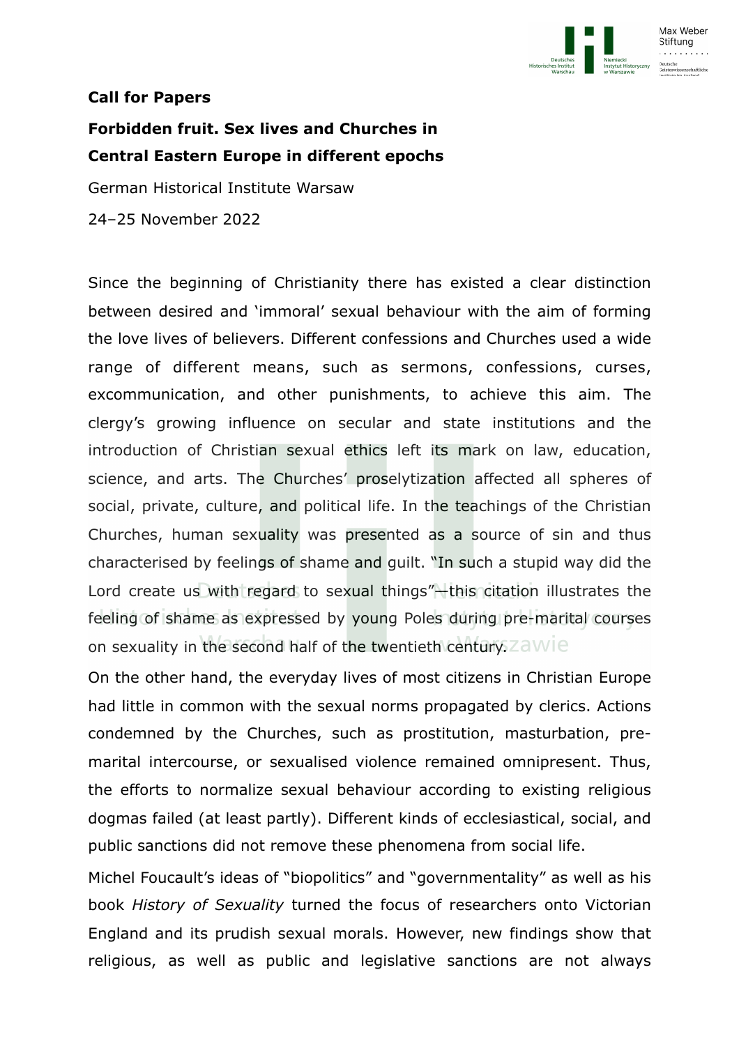**Call for Papers**

**Forbidden fruit. Sex lives and Churches in Central Eastern Europe in different epochs**

German Historical Institute Warsaw

24–25 November 2022

Since the beginning of Christianity there has existed a clear distinction between desired and 'immoral' sexual behaviour with the aim of forming the love lives of believers. Different confessions and Churches used a wide range of different means, such as sermons, confessions, curses, excommunication, and other punishments, to achieve this aim. The clergy's growing influence on secular and state institutions and the introduction of Christian sexual ethics left its mark on law, education, science, and arts. The Churches' proselytization affected all spheres of social, private, culture, and political life. In the teachings of the Christian Churches, human sexuality was presented as a source of sin and thus characterised by feelings of shame and guilt. "In such a stupid way did the Lord create us with regard to sexual things"—this citation illustrates the feeling of shame as expressed by young Poles during pre-marital courses on sexuality in the second half of the twentieth century.

On the other hand, the everyday lives of most citizens in Christian Europe had little in common with the sexual norms propagated by clerics. Actions condemned by the Churches, such as prostitution, masturbation, pre-marital intercourse, or sexualised violence remained omnipresent. Thus, the efforts to normalize sexual behaviour according to existing religious dogmas failed (at least partly). Different kinds of ecclesiastical, social, and public sanctions did not remove these phenomena from social life.

Michel Foucault's ideas of "biopolitics" and "governmentality" as well as his book *History of Sexuality* turned the focus of researchers onto Victorian England and its prudish sexual morals. However, new findings show that religious, as well as public and legislative sanctions are not always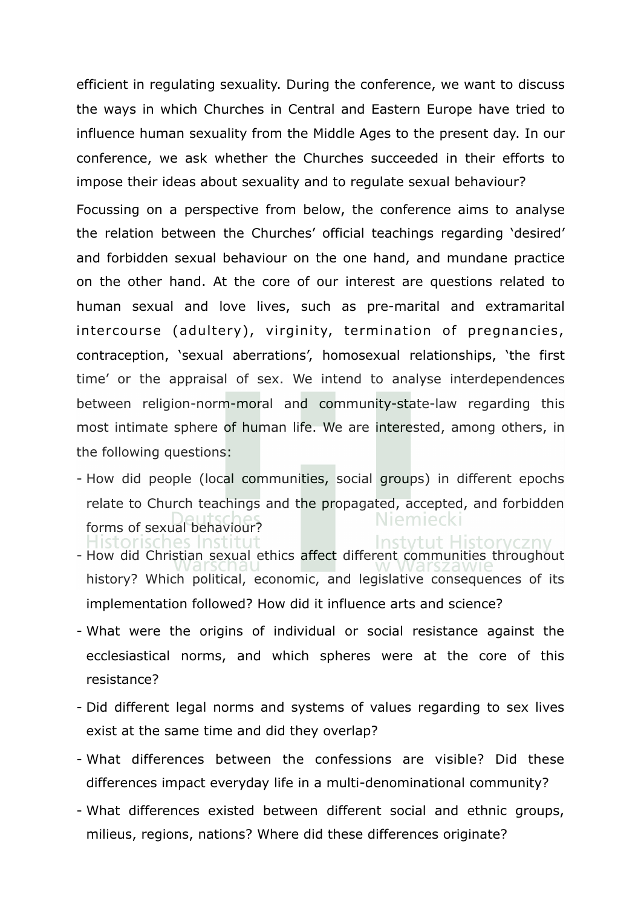efficient in regulating sexuality. During the conference, we want to discuss the ways in which Churches in Central and Eastern Europe have tried to influence human sexuality from the Middle Ages to the present day. In our conference, we ask whether the Churches succeeded in their efforts to impose their ideas about sexuality and to regulate sexual behaviour?

Focussing on a perspective from below, the conference aims to analyse the relation between the Churches' official teachings regarding 'desired' and forbidden sexual behaviour on the one hand, and mundane practice on the other hand. At the core of our interest are questions related to human sexual and love lives, such as pre-marital and extramarital intercourse (adultery), virginity, termination of pregnancies, contraception, 'sexual aberrations', homosexual relationships, 'the first time' or the appraisal of sex. We intend to analyse interdependences between religion-norm-moral and community-state-law regarding this most intimate sphere of human life. We are interested, among others, in the following questions:

- How did people (local communities, social groups) in different epochs relate to Church teachings and the propagated, accepted, and forbidden forms of sexual behaviour?
- How did Christian sexual ethics affect different communities throughout history? Which political, economic, and legislative consequences of its implementation followed? How did it influence arts and science?
- What were the origins of individual or social resistance against the ecclesiastical norms, and which spheres were at the core of this resistance?
- Did different legal norms and systems of values regarding to sex lives exist at the same time and did they overlap?
- What differences between the confessions are visible? Did these differences impact everyday life in a multi-denominational community?
- What differences existed between different social and ethnic groups, milieus, regions, nations? Where did these differences originate?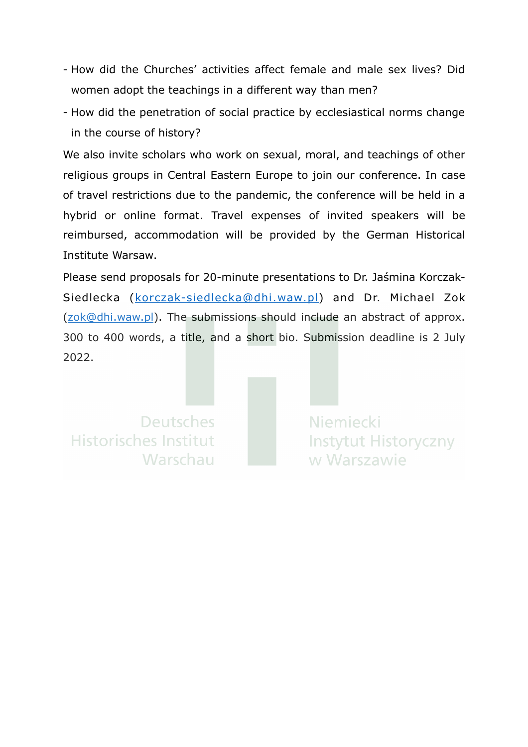- How did the Churches' activities affect female and male sex lives? Did women adopt the teachings in a different way than men?
- How did the penetration of social practice by ecclesiastical norms change in the course of history?

We also invite scholars who work on sexual, moral, and teachings of other religious groups in Central Eastern Europe to join our conference. In case of travel restrictions due to the pandemic, the conference will be held in a hybrid or online format. Travel expenses of invited speakers will be reimbursed, accommodation will be provided by the German Historical Institute Warsaw.

Please send proposals for 20-minute presentations to Dr. Jaśmina Korczak-Siedlecka (korczak-siedlecka@dhi.waw.pl) and Dr. Michael Zok (zok@dhi.waw.pl). The submissions should include an abstract of approx. 300 to 400 words, a title, and a short bio. Submission deadline is 2 July 2022.

Deutsches Historisches Institut Warschau

Niemiecki Instytut Historyczny w Warszawie